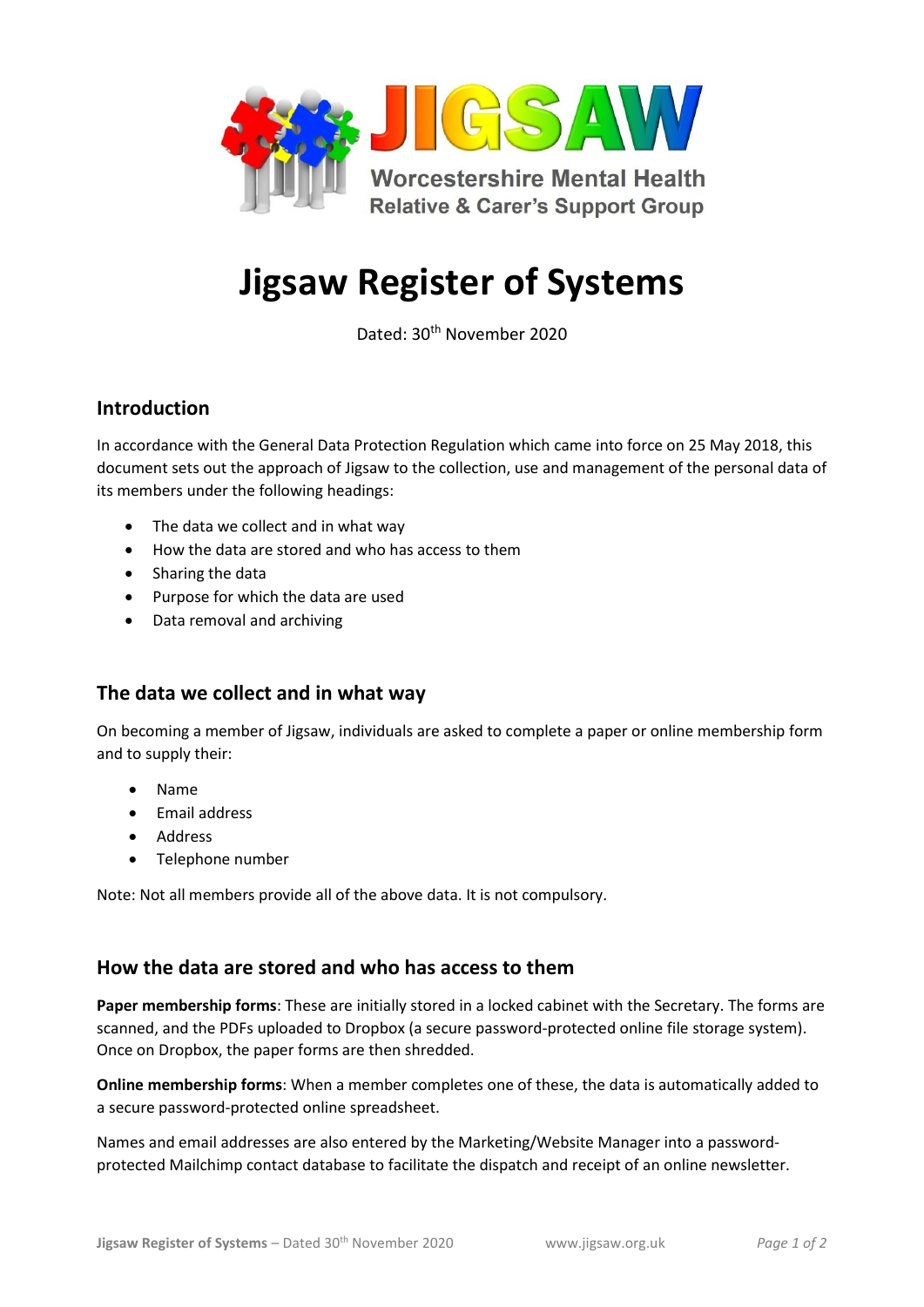JIGSAW

Worcestershire Mental Health Relative & Carer's Support Group

# Jigsaw Register of Systems

Dated: 30th November 2020

## Introduction

In accordance with the General Data Protection Regulation which came into force on 25 May 2018, this document sets out the approach of Jigsaw to the collection, use and management of the personal data of its members under the following headings:

- The data we collect and in what way
- How the data are stored and who has access to them
- Sharing the data
- Purpose for which the data are used
- Data removal and archiving

## The data we collect and in what way

On becoming a member of Jigsaw, individuals are asked to complete a paper or online membership form and to supply their:

- Name
- Email address
- Address
- Telephone number

Note: Not all members provide all of the above data. It is not compulsory.

## How the data are stored and who has access to them

**Paper membership forms**: These are initially stored in a locked cabinet with the Secretary. The forms are scanned, and the PDFs uploaded to Dropbox (a secure password-protected online file storage system). Once on Dropbox, the paper forms are then shredded.

**Online membership forms**: When a member completes one of these, the data is automatically added to a secure password-protected online spreadsheet.

Names and email addresses are also entered by the Marketing/Website Manager into a password-protected Mailchimp contact database to facilitate the dispatch and receipt of an online newsletter.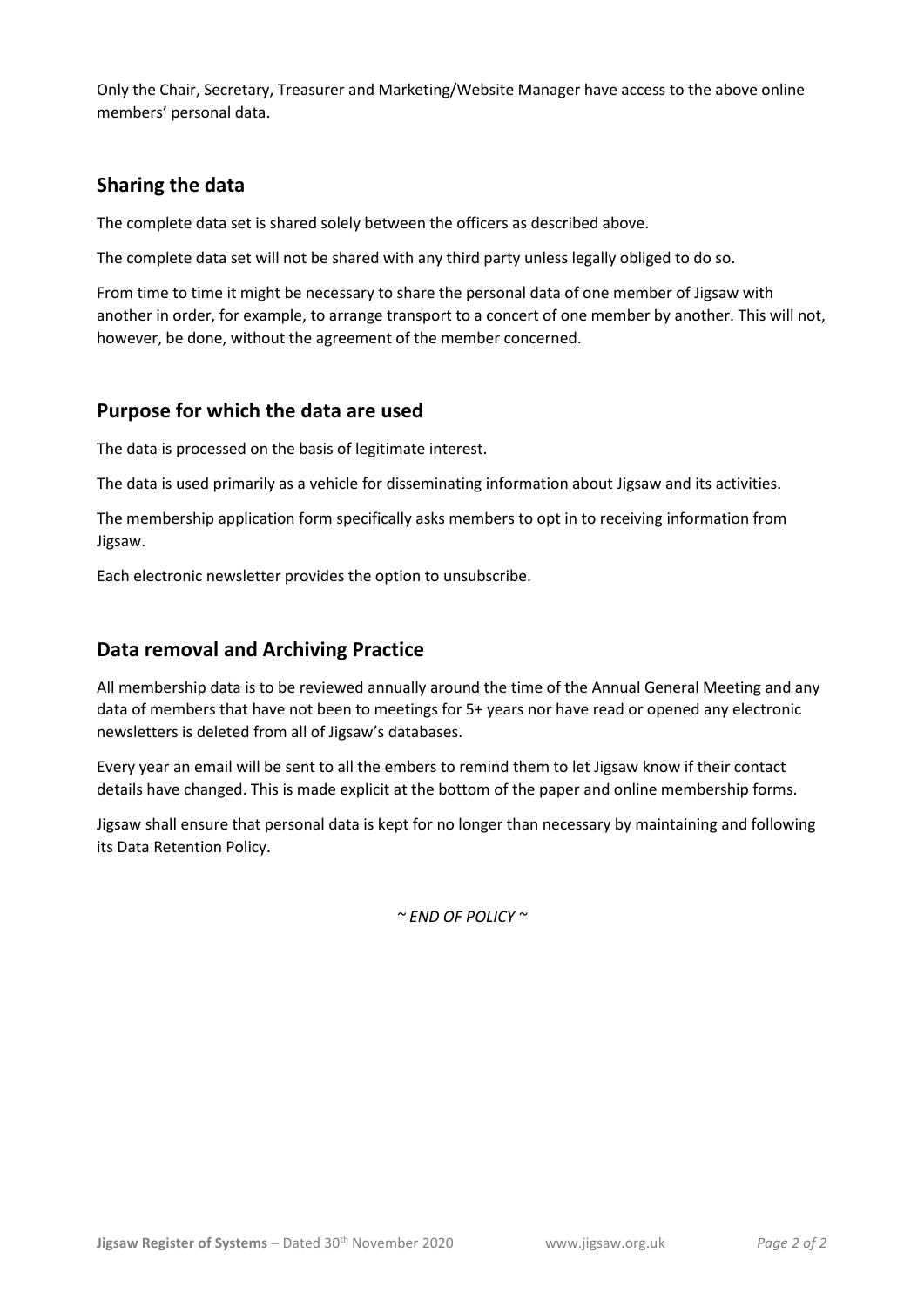Only the Chair, Secretary, Treasurer and Marketing/Website Manager have access to the above online members' personal data.

## Sharing the data

The complete data set is shared solely between the officers as described above.

The complete data set will not be shared with any third party unless legally obliged to do so.

From time to time it might be necessary to share the personal data of one member of Jigsaw with another in order, for example, to arrange transport to a concert of one member by another. This will not, however, be done, without the agreement of the member concerned.

## Purpose for which the data are used

The data is processed on the basis of legitimate interest.

The data is used primarily as a vehicle for disseminating information about Jigsaw and its activities.

The membership application form specifically asks members to opt in to receiving information from Jigsaw.

Each electronic newsletter provides the option to unsubscribe.

## Data removal and Archiving Practice

All membership data is to be reviewed annually around the time of the Annual General Meeting and any data of members that have not been to meetings for 5+ years nor have read or opened any electronic newsletters is deleted from all of Jigsaw's databases.

Every year an email will be sent to all the embers to remind them to let Jigsaw know if their contact details have changed. This is made explicit at the bottom of the paper and online membership forms.

Jigsaw shall ensure that personal data is kept for no longer than necessary by maintaining and following its Data Retention Policy.

*~ END OF POLICY ~*